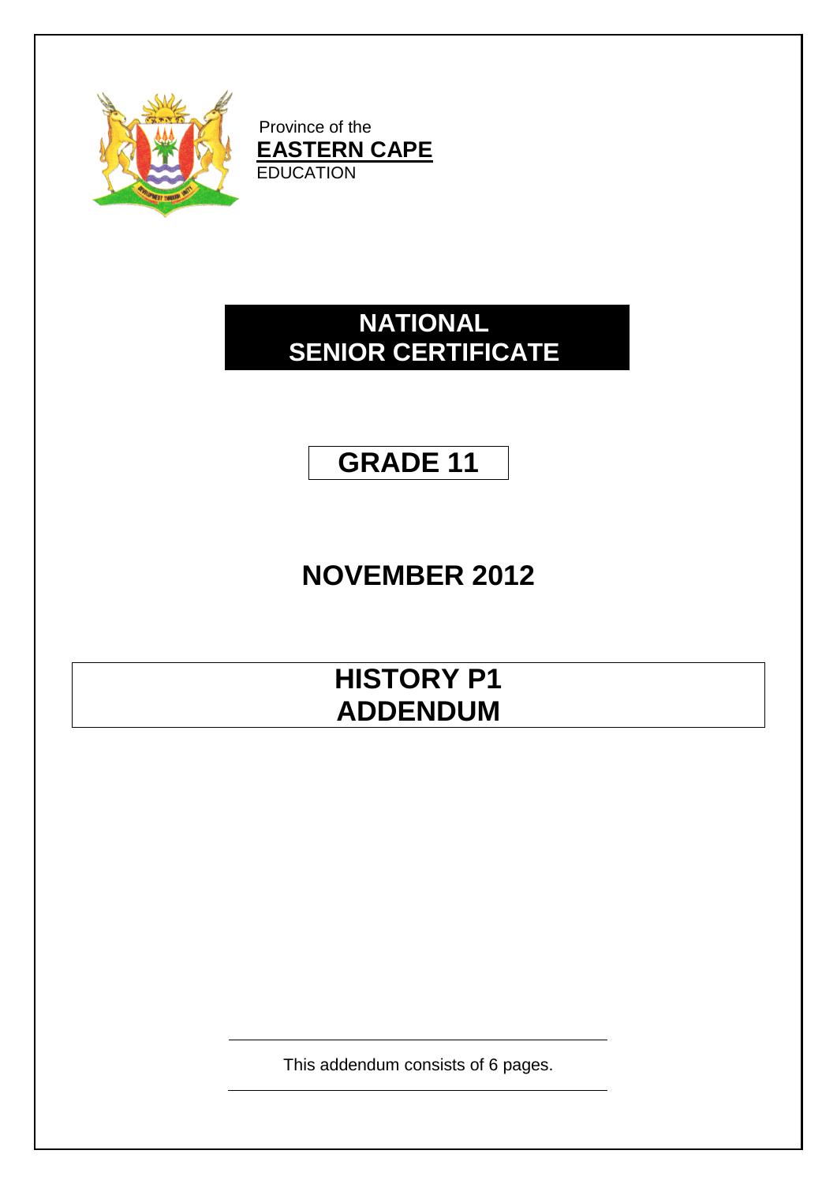Province of the

**EASTERN CAPE**

EDUCATION

# NATIONAL SENIOR CERTIFICATE

# GRADE 11

# NOVEMBER 2012

# HISTORY P1 ADDENDUM

This addendum consists of 6 pages.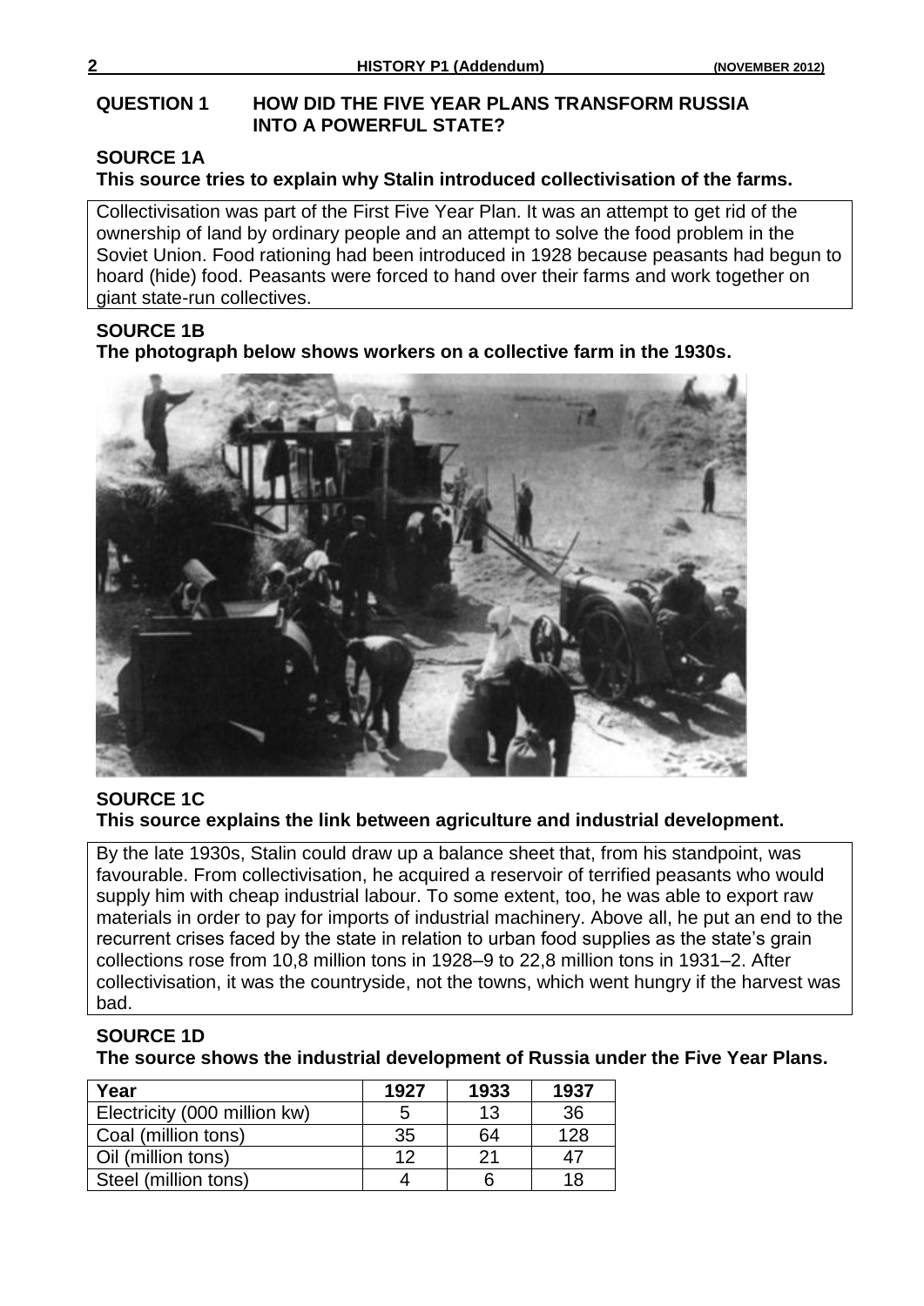## QUESTION 1 HOW DID THE FIVE YEAR PLANS TRANSFORM RUSSIA INTO A POWERFUL STATE?

### SOURCE 1A

**This source tries to explain why Stalin introduced collectivisation of the farms.**

Collectivisation was part of the First Five Year Plan. It was an attempt to get rid of the ownership of land by ordinary people and an attempt to solve the food problem in the Soviet Union. Food rationing had been introduced in 1928 because peasants had begun to hoard (hide) food. Peasants were forced to hand over their farms and work together on giant state-run collectives.

### SOURCE 1B

**The photograph below shows workers on a collective farm in the 1930s.**

### SOURCE 1C

**This source explains the link between agriculture and industrial development.**

By the late 1930s, Stalin could draw up a balance sheet that, from his standpoint, was favourable. From collectivisation, he acquired a reservoir of terrified peasants who would supply him with cheap industrial labour. To some extent, too, he was able to export raw materials in order to pay for imports of industrial machinery. Above all, he put an end to the recurrent crises faced by the state in relation to urban food supplies as the state's grain collections rose from 10,8 million tons in 1928–9 to 22,8 million tons in 1931–2. After collectivisation, it was the countryside, not the towns, which went hungry if the harvest was bad.

### SOURCE 1D

**The source shows the industrial development of Russia under the Five Year Plans.**

| Year | 1927 | 1933 | 1937 |
|---|---|---|---|
| Electricity (000 million kw) | 5 | 13 | 36 |
| Coal (million tons) | 35 | 64 | 128 |
| Oil (million tons) | 12 | 21 | 47 |
| Steel (million tons) | 4 | 6 | 18 |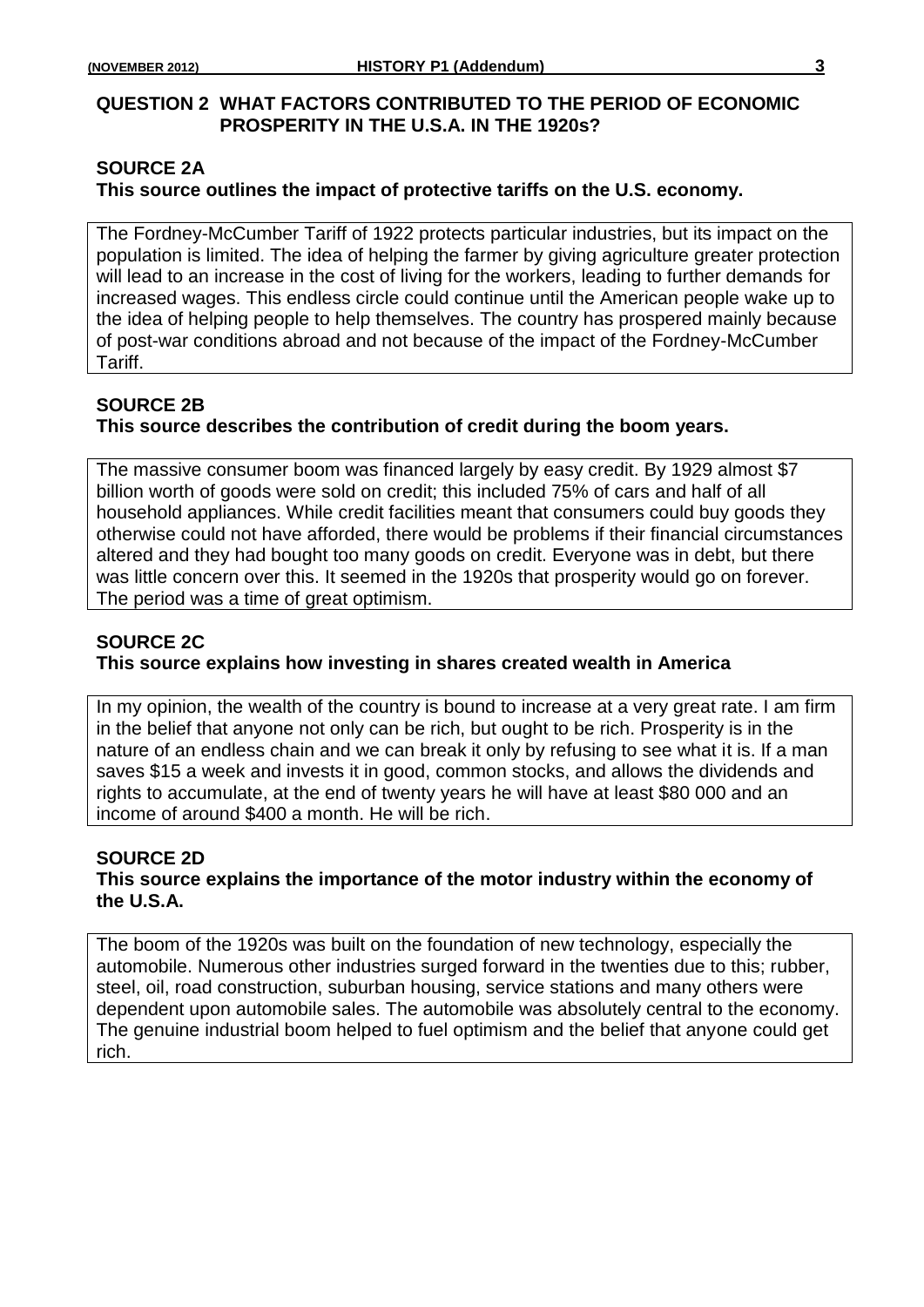## QUESTION 2 WHAT FACTORS CONTRIBUTED TO THE PERIOD OF ECONOMIC PROSPERITY IN THE U.S.A. IN THE 1920s?

### SOURCE 2A

**This source outlines the impact of protective tariffs on the U.S. economy.**

The Fordney-McCumber Tariff of 1922 protects particular industries, but its impact on the population is limited. The idea of helping the farmer by giving agriculture greater protection will lead to an increase in the cost of living for the workers, leading to further demands for increased wages. This endless circle could continue until the American people wake up to the idea of helping people to help themselves. The country has prospered mainly because of post-war conditions abroad and not because of the impact of the Fordney-McCumber Tariff.

### SOURCE 2B

**This source describes the contribution of credit during the boom years.**

The massive consumer boom was financed largely by easy credit. By 1929 almost $7 billion worth of goods were sold on credit; this included 75% of cars and half of all household appliances. While credit facilities meant that consumers could buy goods they otherwise could not have afforded, there would be problems if their financial circumstances altered and they had bought too many goods on credit. Everyone was in debt, but there was little concern over this. It seemed in the 1920s that prosperity would go on forever. The period was a time of great optimism.

### SOURCE 2C

**This source explains how investing in shares created wealth in America**

In my opinion, the wealth of the country is bound to increase at a very great rate. I am firm in the belief that anyone not only can be rich, but ought to be rich. Prosperity is in the nature of an endless chain and we can break it only by refusing to see what it is. If a man saves $15 a week and invests it in good, common stocks, and allows the dividends and rights to accumulate, at the end of twenty years he will have at least $80 000 and an income of around $400 a month. He will be rich.

### SOURCE 2D

**This source explains the importance of the motor industry within the economy of the U.S.A.**

The boom of the 1920s was built on the foundation of new technology, especially the automobile. Numerous other industries surged forward in the twenties due to this; rubber, steel, oil, road construction, suburban housing, service stations and many others were dependent upon automobile sales. The automobile was absolutely central to the economy. The genuine industrial boom helped to fuel optimism and the belief that anyone could get rich.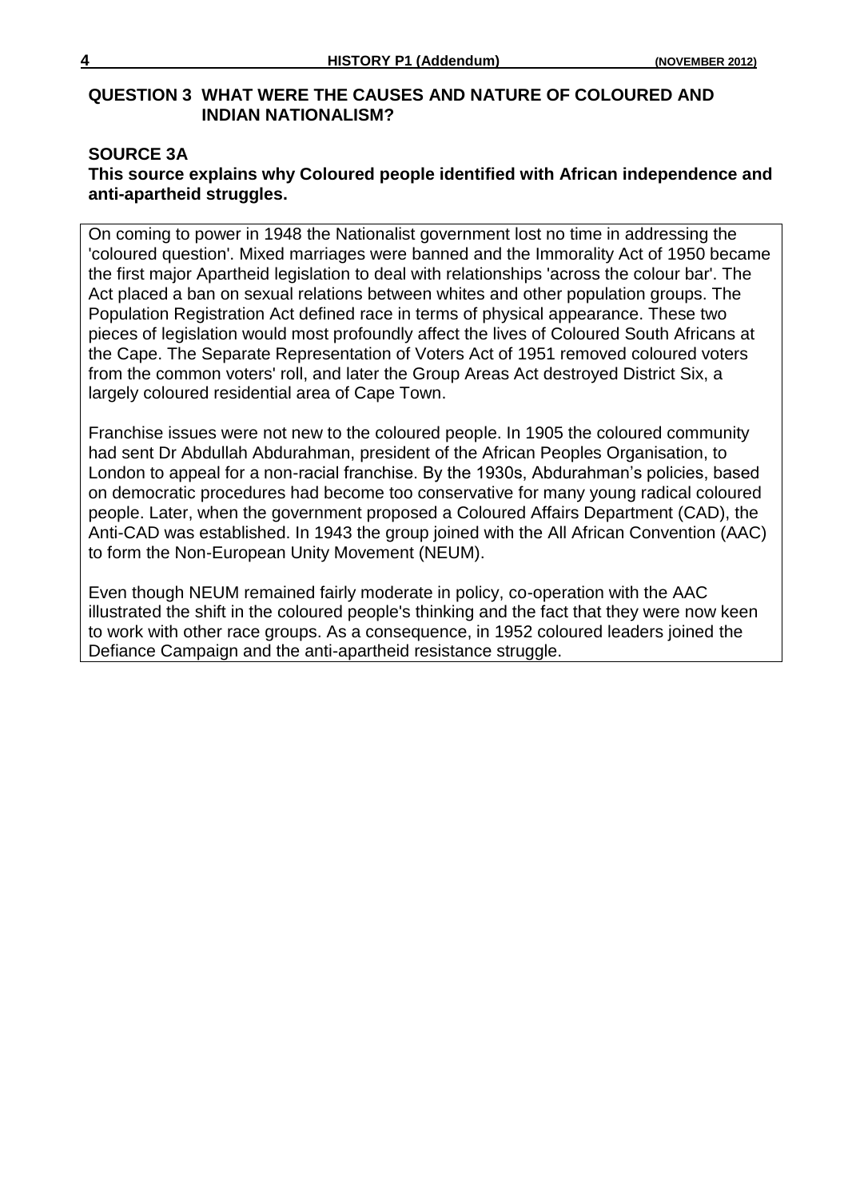## QUESTION 3 WHAT WERE THE CAUSES AND NATURE OF COLOURED AND INDIAN NATIONALISM?

### SOURCE 3A

**This source explains why Coloured people identified with African independence and anti-apartheid struggles.**

On coming to power in 1948 the Nationalist government lost no time in addressing the 'coloured question'. Mixed marriages were banned and the Immorality Act of 1950 became the first major Apartheid legislation to deal with relationships 'across the colour bar'. The Act placed a ban on sexual relations between whites and other population groups. The Population Registration Act defined race in terms of physical appearance. These two pieces of legislation would most profoundly affect the lives of Coloured South Africans at the Cape. The Separate Representation of Voters Act of 1951 removed coloured voters from the common voters' roll, and later the Group Areas Act destroyed District Six, a largely coloured residential area of Cape Town.

Franchise issues were not new to the coloured people. In 1905 the coloured community had sent Dr Abdullah Abdurahman, president of the African Peoples Organisation, to London to appeal for a non-racial franchise. By the 1930s, Abdurahman's policies, based on democratic procedures had become too conservative for many young radical coloured people. Later, when the government proposed a Coloured Affairs Department (CAD), the Anti-CAD was established. In 1943 the group joined with the All African Convention (AAC) to form the Non-European Unity Movement (NEUM).

Even though NEUM remained fairly moderate in policy, co-operation with the AAC illustrated the shift in the coloured people's thinking and the fact that they were now keen to work with other race groups. As a consequence, in 1952 coloured leaders joined the Defiance Campaign and the anti-apartheid resistance struggle.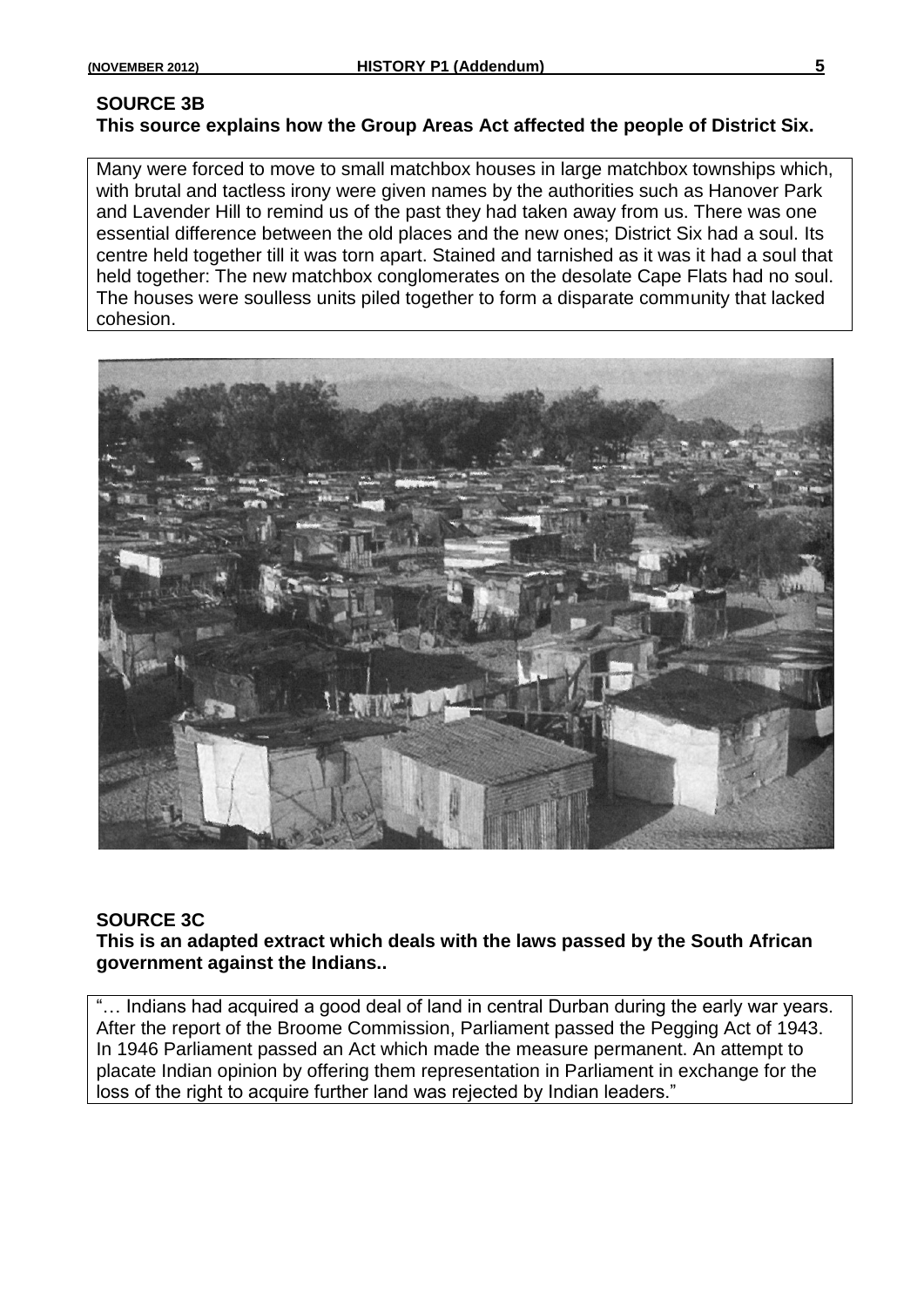**SOURCE 3B**

**This source explains how the Group Areas Act affected the people of District Six.**

Many were forced to move to small matchbox houses in large matchbox townships which, with brutal and tactless irony were given names by the authorities such as Hanover Park and Lavender Hill to remind us of the past they had taken away from us. There was one essential difference between the old places and the new ones; District Six had a soul. Its centre held together till it was torn apart. Stained and tarnished as it was it had a soul that held together: The new matchbox conglomerates on the desolate Cape Flats had no soul. The houses were soulless units piled together to form a disparate community that lacked cohesion.

**SOURCE 3C**

**This is an adapted extract which deals with the laws passed by the South African government against the Indians..**

"… Indians had acquired a good deal of land in central Durban during the early war years. After the report of the Broome Commission, Parliament passed the Pegging Act of 1943. In 1946 Parliament passed an Act which made the measure permanent. An attempt to placate Indian opinion by offering them representation in Parliament in exchange for the loss of the right to acquire further land was rejected by Indian leaders."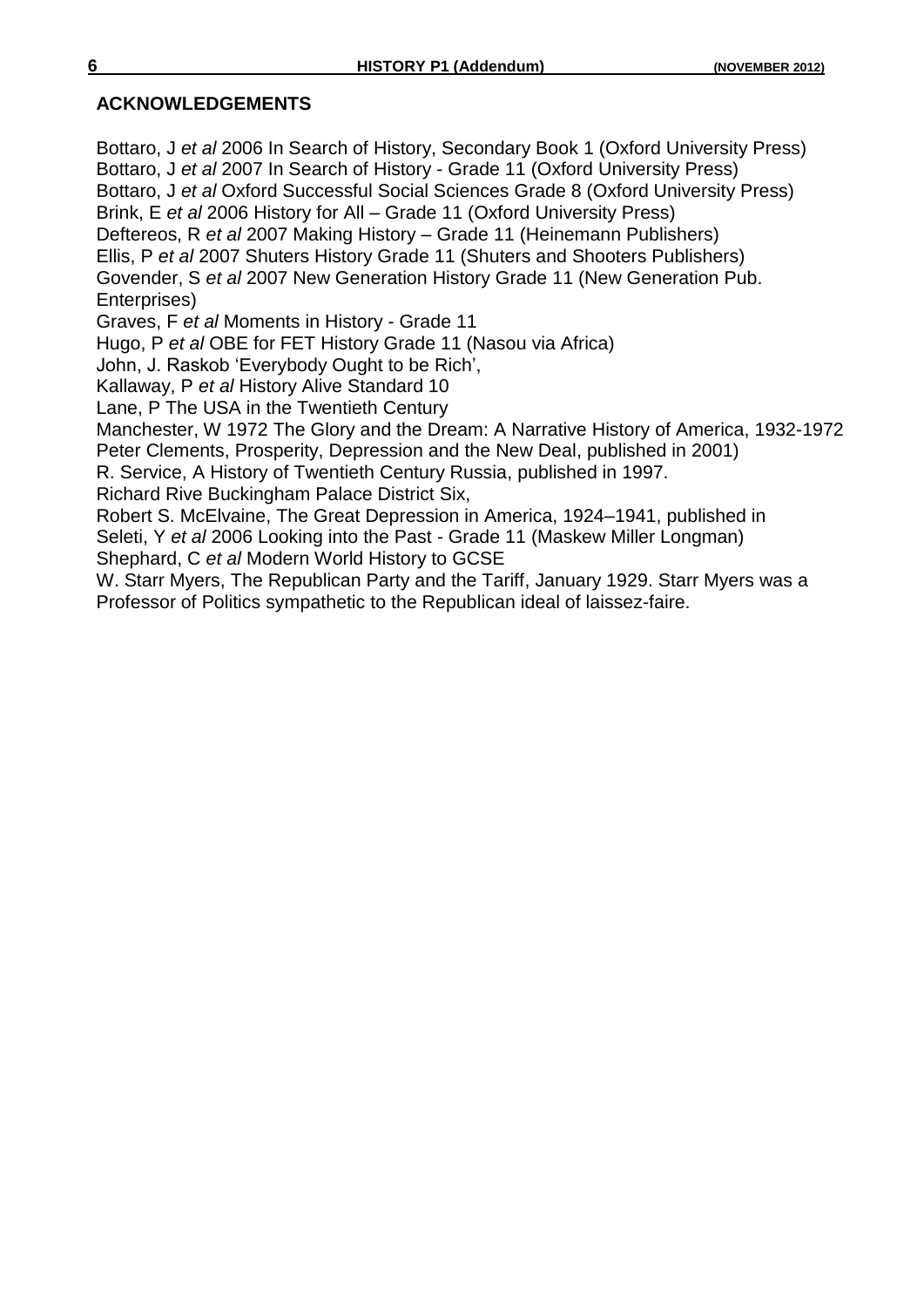## ACKNOWLEDGEMENTS

Bottaro, J *et al* 2006 In Search of History, Secondary Book 1 (Oxford University Press)
Bottaro, J *et al* 2007 In Search of History - Grade 11 (Oxford University Press)
Bottaro, J *et al* Oxford Successful Social Sciences Grade 8 (Oxford University Press)
Brink, E *et al* 2006 History for All – Grade 11 (Oxford University Press)
Deftereos, R *et al* 2007 Making History – Grade 11 (Heinemann Publishers)
Ellis, P *et al* 2007 Shuters History Grade 11 (Shuters and Shooters Publishers)
Govender, S *et al* 2007 New Generation History Grade 11 (New Generation Pub. Enterprises)
Graves, F *et al* Moments in History - Grade 11
Hugo, P *et al* OBE for FET History Grade 11 (Nasou via Africa)
John, J. Raskob 'Everybody Ought to be Rich',
Kallaway, P *et al* History Alive Standard 10
Lane, P The USA in the Twentieth Century
Manchester, W 1972 The Glory and the Dream: A Narrative History of America, 1932-1972
Peter Clements, Prosperity, Depression and the New Deal, published in 2001)
R. Service, A History of Twentieth Century Russia, published in 1997.
Richard Rive Buckingham Palace District Six,
Robert S. McElvaine, The Great Depression in America, 1924–1941, published in
Seleti, Y *et al* 2006 Looking into the Past - Grade 11 (Maskew Miller Longman)
Shephard, C *et al* Modern World History to GCSE
W. Starr Myers, The Republican Party and the Tariff, January 1929. Starr Myers was a Professor of Politics sympathetic to the Republican ideal of laissez-faire.